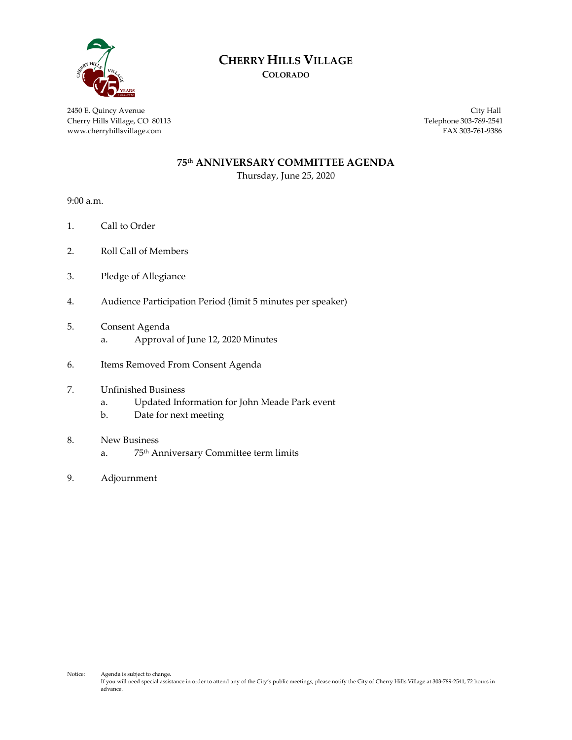# CHERRY HILLS VILLAGE

**COLORADO**

2450 E. Quincy Avenue
Cherry Hills Village, CO 80113
www.cherryhillsvillage.com

City Hall
Telephone 303-789-2541
FAX 303-761-9386

## 75th ANNIVERSARY COMMITTEE AGENDA

Thursday, June 25, 2020

9:00 a.m.

1. Call to Order
2. Roll Call of Members
3. Pledge of Allegiance
4. Audience Participation Period (limit 5 minutes per speaker)
5. Consent Agenda
   a. Approval of June 12, 2020 Minutes
6. Items Removed From Consent Agenda
7. Unfinished Business
   a. Updated Information for John Meade Park event
   b. Date for next meeting
8. New Business
   a. 75th Anniversary Committee term limits
9. Adjournment

Notice: Agenda is subject to change.
If you will need special assistance in order to attend any of the City's public meetings, please notify the City of Cherry Hills Village at 303-789-2541, 72 hours in advance.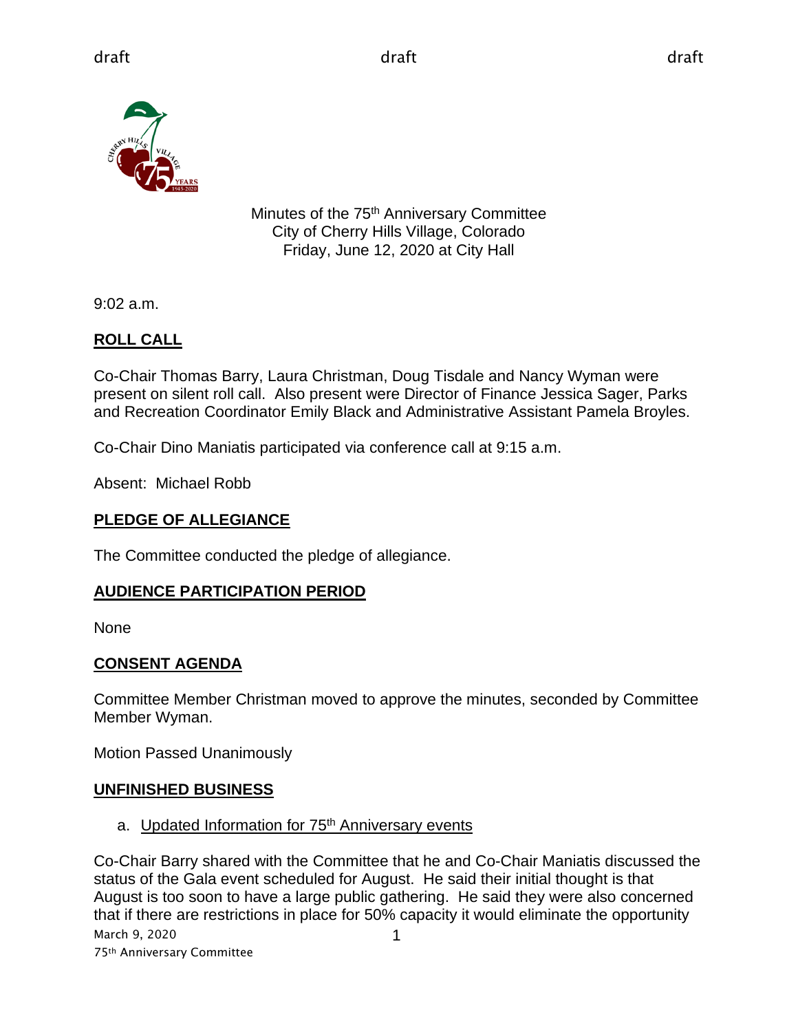Minutes of the 75th Anniversary Committee
City of Cherry Hills Village, Colorado
Friday, June 12, 2020 at City Hall

9:02 a.m.

## ROLL CALL

Co-Chair Thomas Barry, Laura Christman, Doug Tisdale and Nancy Wyman were present on silent roll call. Also present were Director of Finance Jessica Sager, Parks and Recreation Coordinator Emily Black and Administrative Assistant Pamela Broyles.

Co-Chair Dino Maniatis participated via conference call at 9:15 a.m.

Absent: Michael Robb

## PLEDGE OF ALLEGIANCE

The Committee conducted the pledge of allegiance.

## AUDIENCE PARTICIPATION PERIOD

None

## CONSENT AGENDA

Committee Member Christman moved to approve the minutes, seconded by Committee Member Wyman.

Motion Passed Unanimously

## UNFINISHED BUSINESS

a. Updated Information for 75th Anniversary events

Co-Chair Barry shared with the Committee that he and Co-Chair Maniatis discussed the status of the Gala event scheduled for August. He said their initial thought is that August is too soon to have a large public gathering. He said they were also concerned that if there are restrictions in place for 50% capacity it would eliminate the opportunity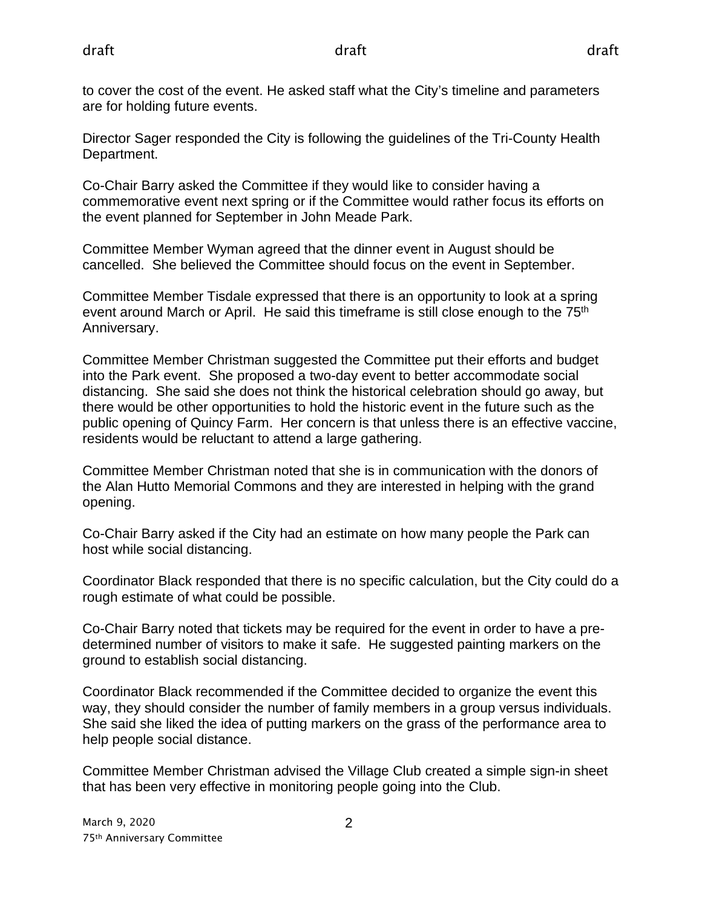to cover the cost of the event. He asked staff what the City's timeline and parameters are for holding future events.

Director Sager responded the City is following the guidelines of the Tri-County Health Department.

Co-Chair Barry asked the Committee if they would like to consider having a commemorative event next spring or if the Committee would rather focus its efforts on the event planned for September in John Meade Park.

Committee Member Wyman agreed that the dinner event in August should be cancelled. She believed the Committee should focus on the event in September.

Committee Member Tisdale expressed that there is an opportunity to look at a spring event around March or April. He said this timeframe is still close enough to the 75th Anniversary.

Committee Member Christman suggested the Committee put their efforts and budget into the Park event. She proposed a two-day event to better accommodate social distancing. She said she does not think the historical celebration should go away, but there would be other opportunities to hold the historic event in the future such as the public opening of Quincy Farm. Her concern is that unless there is an effective vaccine, residents would be reluctant to attend a large gathering.

Committee Member Christman noted that she is in communication with the donors of the Alan Hutto Memorial Commons and they are interested in helping with the grand opening.

Co-Chair Barry asked if the City had an estimate on how many people the Park can host while social distancing.

Coordinator Black responded that there is no specific calculation, but the City could do a rough estimate of what could be possible.

Co-Chair Barry noted that tickets may be required for the event in order to have a pre-determined number of visitors to make it safe. He suggested painting markers on the ground to establish social distancing.

Coordinator Black recommended if the Committee decided to organize the event this way, they should consider the number of family members in a group versus individuals. She said she liked the idea of putting markers on the grass of the performance area to help people social distance.

Committee Member Christman advised the Village Club created a simple sign-in sheet that has been very effective in monitoring people going into the Club.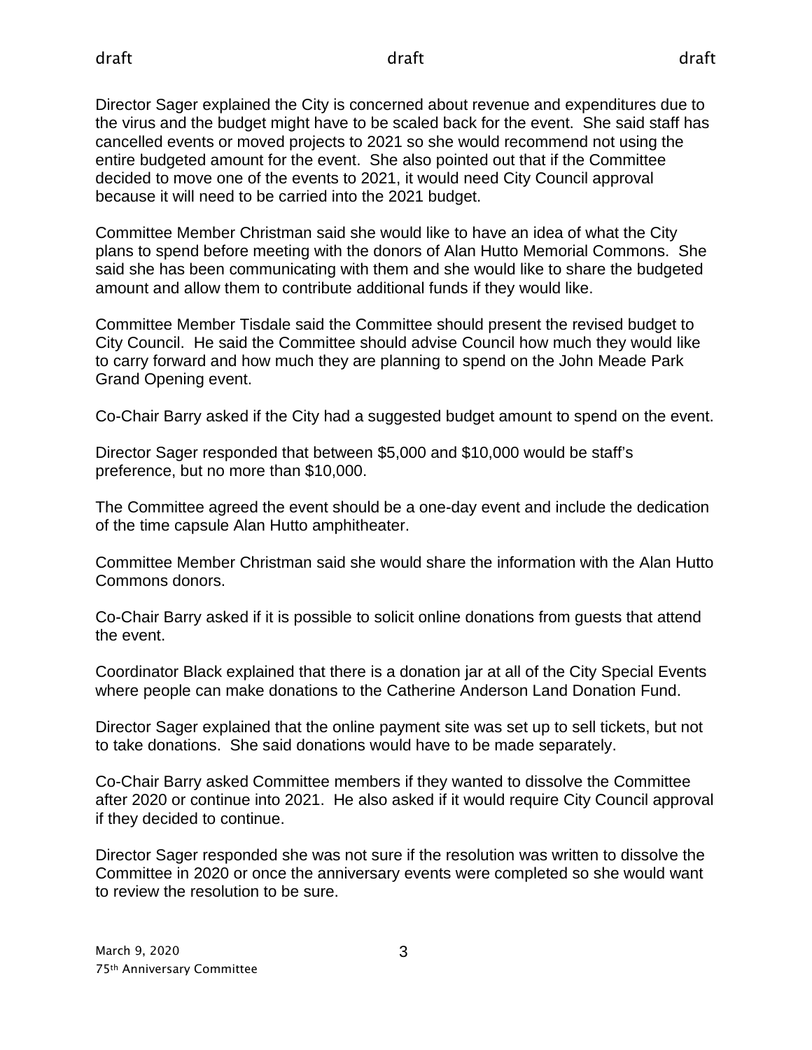Director Sager explained the City is concerned about revenue and expenditures due to the virus and the budget might have to be scaled back for the event. She said staff has cancelled events or moved projects to 2021 so she would recommend not using the entire budgeted amount for the event. She also pointed out that if the Committee decided to move one of the events to 2021, it would need City Council approval because it will need to be carried into the 2021 budget.

Committee Member Christman said she would like to have an idea of what the City plans to spend before meeting with the donors of Alan Hutto Memorial Commons. She said she has been communicating with them and she would like to share the budgeted amount and allow them to contribute additional funds if they would like.

Committee Member Tisdale said the Committee should present the revised budget to City Council. He said the Committee should advise Council how much they would like to carry forward and how much they are planning to spend on the John Meade Park Grand Opening event.

Co-Chair Barry asked if the City had a suggested budget amount to spend on the event.

Director Sager responded that between $5,000 and $10,000 would be staff's preference, but no more than $10,000.

The Committee agreed the event should be a one-day event and include the dedication of the time capsule Alan Hutto amphitheater.

Committee Member Christman said she would share the information with the Alan Hutto Commons donors.

Co-Chair Barry asked if it is possible to solicit online donations from guests that attend the event.

Coordinator Black explained that there is a donation jar at all of the City Special Events where people can make donations to the Catherine Anderson Land Donation Fund.

Director Sager explained that the online payment site was set up to sell tickets, but not to take donations. She said donations would have to be made separately.

Co-Chair Barry asked Committee members if they wanted to dissolve the Committee after 2020 or continue into 2021. He also asked if it would require City Council approval if they decided to continue.

Director Sager responded she was not sure if the resolution was written to dissolve the Committee in 2020 or once the anniversary events were completed so she would want to review the resolution to be sure.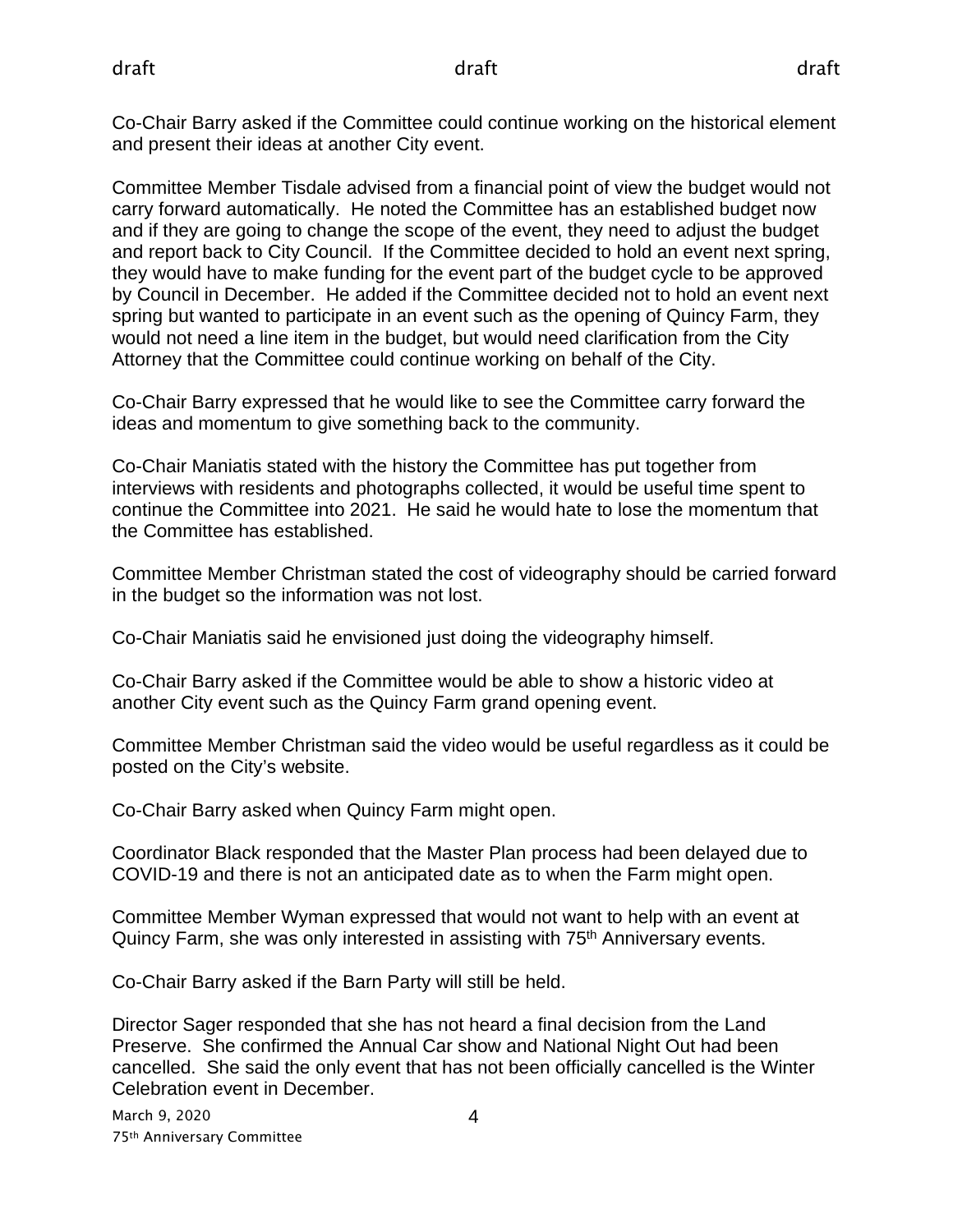Co-Chair Barry asked if the Committee could continue working on the historical element and present their ideas at another City event.

Committee Member Tisdale advised from a financial point of view the budget would not carry forward automatically. He noted the Committee has an established budget now and if they are going to change the scope of the event, they need to adjust the budget and report back to City Council. If the Committee decided to hold an event next spring, they would have to make funding for the event part of the budget cycle to be approved by Council in December. He added if the Committee decided not to hold an event next spring but wanted to participate in an event such as the opening of Quincy Farm, they would not need a line item in the budget, but would need clarification from the City Attorney that the Committee could continue working on behalf of the City.

Co-Chair Barry expressed that he would like to see the Committee carry forward the ideas and momentum to give something back to the community.

Co-Chair Maniatis stated with the history the Committee has put together from interviews with residents and photographs collected, it would be useful time spent to continue the Committee into 2021. He said he would hate to lose the momentum that the Committee has established.

Committee Member Christman stated the cost of videography should be carried forward in the budget so the information was not lost.

Co-Chair Maniatis said he envisioned just doing the videography himself.

Co-Chair Barry asked if the Committee would be able to show a historic video at another City event such as the Quincy Farm grand opening event.

Committee Member Christman said the video would be useful regardless as it could be posted on the City's website.

Co-Chair Barry asked when Quincy Farm might open.

Coordinator Black responded that the Master Plan process had been delayed due to COVID-19 and there is not an anticipated date as to when the Farm might open.

Committee Member Wyman expressed that would not want to help with an event at Quincy Farm, she was only interested in assisting with 75th Anniversary events.

Co-Chair Barry asked if the Barn Party will still be held.

Director Sager responded that she has not heard a final decision from the Land Preserve. She confirmed the Annual Car show and National Night Out had been cancelled. She said the only event that has not been officially cancelled is the Winter Celebration event in December.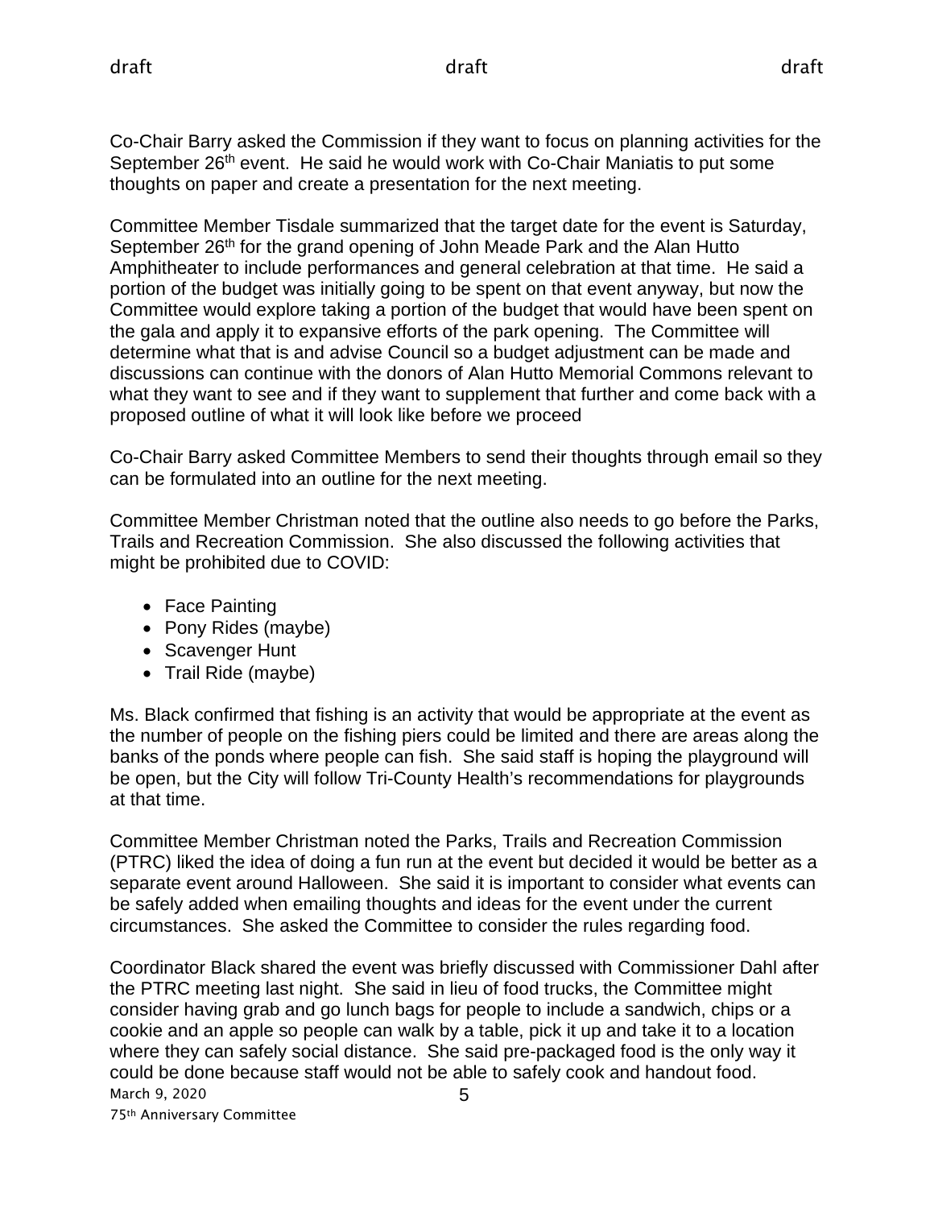Co-Chair Barry asked the Commission if they want to focus on planning activities for the September 26th event. He said he would work with Co-Chair Maniatis to put some thoughts on paper and create a presentation for the next meeting.

Committee Member Tisdale summarized that the target date for the event is Saturday, September 26th for the grand opening of John Meade Park and the Alan Hutto Amphitheater to include performances and general celebration at that time. He said a portion of the budget was initially going to be spent on that event anyway, but now the Committee would explore taking a portion of the budget that would have been spent on the gala and apply it to expansive efforts of the park opening. The Committee will determine what that is and advise Council so a budget adjustment can be made and discussions can continue with the donors of Alan Hutto Memorial Commons relevant to what they want to see and if they want to supplement that further and come back with a proposed outline of what it will look like before we proceed

Co-Chair Barry asked Committee Members to send their thoughts through email so they can be formulated into an outline for the next meeting.

Committee Member Christman noted that the outline also needs to go before the Parks, Trails and Recreation Commission. She also discussed the following activities that might be prohibited due to COVID:

- Face Painting
- Pony Rides (maybe)
- Scavenger Hunt
- Trail Ride (maybe)

Ms. Black confirmed that fishing is an activity that would be appropriate at the event as the number of people on the fishing piers could be limited and there are areas along the banks of the ponds where people can fish. She said staff is hoping the playground will be open, but the City will follow Tri-County Health's recommendations for playgrounds at that time.

Committee Member Christman noted the Parks, Trails and Recreation Commission (PTRC) liked the idea of doing a fun run at the event but decided it would be better as a separate event around Halloween. She said it is important to consider what events can be safely added when emailing thoughts and ideas for the event under the current circumstances. She asked the Committee to consider the rules regarding food.

Coordinator Black shared the event was briefly discussed with Commissioner Dahl after the PTRC meeting last night. She said in lieu of food trucks, the Committee might consider having grab and go lunch bags for people to include a sandwich, chips or a cookie and an apple so people can walk by a table, pick it up and take it to a location where they can safely social distance. She said pre-packaged food is the only way it could be done because staff would not be able to safely cook and handout food.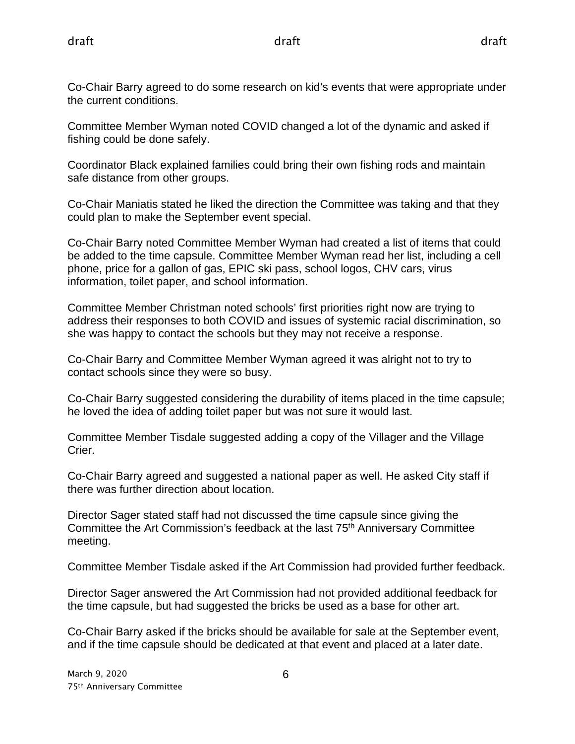Co-Chair Barry agreed to do some research on kid's events that were appropriate under the current conditions.

Committee Member Wyman noted COVID changed a lot of the dynamic and asked if fishing could be done safely.

Coordinator Black explained families could bring their own fishing rods and maintain safe distance from other groups.

Co-Chair Maniatis stated he liked the direction the Committee was taking and that they could plan to make the September event special.

Co-Chair Barry noted Committee Member Wyman had created a list of items that could be added to the time capsule. Committee Member Wyman read her list, including a cell phone, price for a gallon of gas, EPIC ski pass, school logos, CHV cars, virus information, toilet paper, and school information.

Committee Member Christman noted schools' first priorities right now are trying to address their responses to both COVID and issues of systemic racial discrimination, so she was happy to contact the schools but they may not receive a response.

Co-Chair Barry and Committee Member Wyman agreed it was alright not to try to contact schools since they were so busy.

Co-Chair Barry suggested considering the durability of items placed in the time capsule; he loved the idea of adding toilet paper but was not sure it would last.

Committee Member Tisdale suggested adding a copy of the Villager and the Village Crier.

Co-Chair Barry agreed and suggested a national paper as well. He asked City staff if there was further direction about location.

Director Sager stated staff had not discussed the time capsule since giving the Committee the Art Commission's feedback at the last 75th Anniversary Committee meeting.

Committee Member Tisdale asked if the Art Commission had provided further feedback.

Director Sager answered the Art Commission had not provided additional feedback for the time capsule, but had suggested the bricks be used as a base for other art.

Co-Chair Barry asked if the bricks should be available for sale at the September event, and if the time capsule should be dedicated at that event and placed at a later date.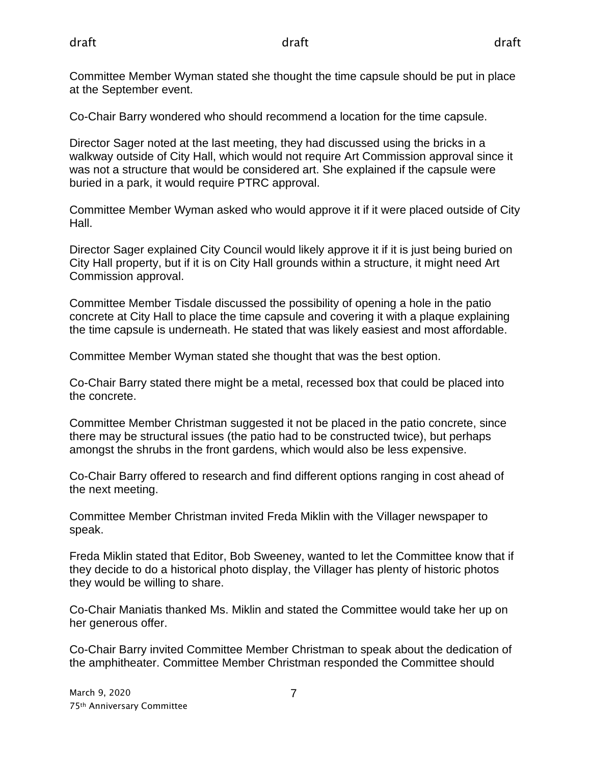Committee Member Wyman stated she thought the time capsule should be put in place at the September event.

Co-Chair Barry wondered who should recommend a location for the time capsule.

Director Sager noted at the last meeting, they had discussed using the bricks in a walkway outside of City Hall, which would not require Art Commission approval since it was not a structure that would be considered art. She explained if the capsule were buried in a park, it would require PTRC approval.

Committee Member Wyman asked who would approve it if it were placed outside of City Hall.

Director Sager explained City Council would likely approve it if it is just being buried on City Hall property, but if it is on City Hall grounds within a structure, it might need Art Commission approval.

Committee Member Tisdale discussed the possibility of opening a hole in the patio concrete at City Hall to place the time capsule and covering it with a plaque explaining the time capsule is underneath. He stated that was likely easiest and most affordable.

Committee Member Wyman stated she thought that was the best option.

Co-Chair Barry stated there might be a metal, recessed box that could be placed into the concrete.

Committee Member Christman suggested it not be placed in the patio concrete, since there may be structural issues (the patio had to be constructed twice), but perhaps amongst the shrubs in the front gardens, which would also be less expensive.

Co-Chair Barry offered to research and find different options ranging in cost ahead of the next meeting.

Committee Member Christman invited Freda Miklin with the Villager newspaper to speak.

Freda Miklin stated that Editor, Bob Sweeney, wanted to let the Committee know that if they decide to do a historical photo display, the Villager has plenty of historic photos they would be willing to share.

Co-Chair Maniatis thanked Ms. Miklin and stated the Committee would take her up on her generous offer.

Co-Chair Barry invited Committee Member Christman to speak about the dedication of the amphitheater. Committee Member Christman responded the Committee should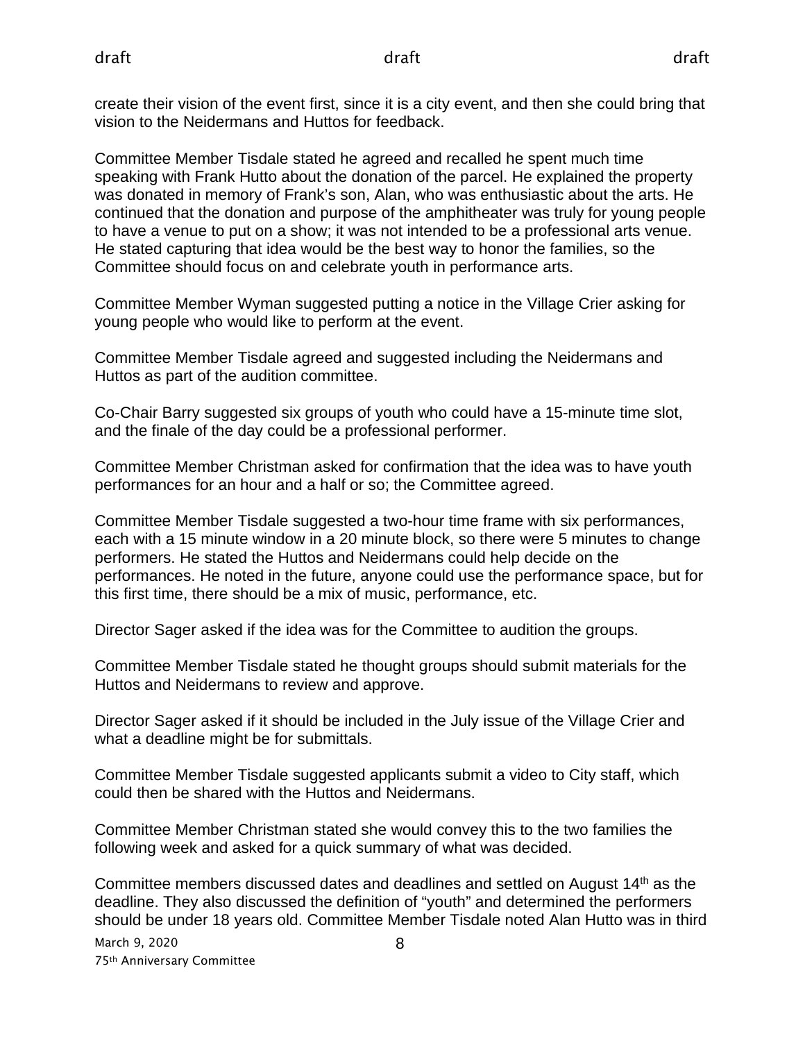create their vision of the event first, since it is a city event, and then she could bring that vision to the Neidermans and Huttos for feedback.

Committee Member Tisdale stated he agreed and recalled he spent much time speaking with Frank Hutto about the donation of the parcel. He explained the property was donated in memory of Frank's son, Alan, who was enthusiastic about the arts. He continued that the donation and purpose of the amphitheater was truly for young people to have a venue to put on a show; it was not intended to be a professional arts venue. He stated capturing that idea would be the best way to honor the families, so the Committee should focus on and celebrate youth in performance arts.

Committee Member Wyman suggested putting a notice in the Village Crier asking for young people who would like to perform at the event.

Committee Member Tisdale agreed and suggested including the Neidermans and Huttos as part of the audition committee.

Co-Chair Barry suggested six groups of youth who could have a 15-minute time slot, and the finale of the day could be a professional performer.

Committee Member Christman asked for confirmation that the idea was to have youth performances for an hour and a half or so; the Committee agreed.

Committee Member Tisdale suggested a two-hour time frame with six performances, each with a 15 minute window in a 20 minute block, so there were 5 minutes to change performers. He stated the Huttos and Neidermans could help decide on the performances. He noted in the future, anyone could use the performance space, but for this first time, there should be a mix of music, performance, etc.

Director Sager asked if the idea was for the Committee to audition the groups.

Committee Member Tisdale stated he thought groups should submit materials for the Huttos and Neidermans to review and approve.

Director Sager asked if it should be included in the July issue of the Village Crier and what a deadline might be for submittals.

Committee Member Tisdale suggested applicants submit a video to City staff, which could then be shared with the Huttos and Neidermans.

Committee Member Christman stated she would convey this to the two families the following week and asked for a quick summary of what was decided.

Committee members discussed dates and deadlines and settled on August 14th as the deadline. They also discussed the definition of "youth" and determined the performers should be under 18 years old. Committee Member Tisdale noted Alan Hutto was in third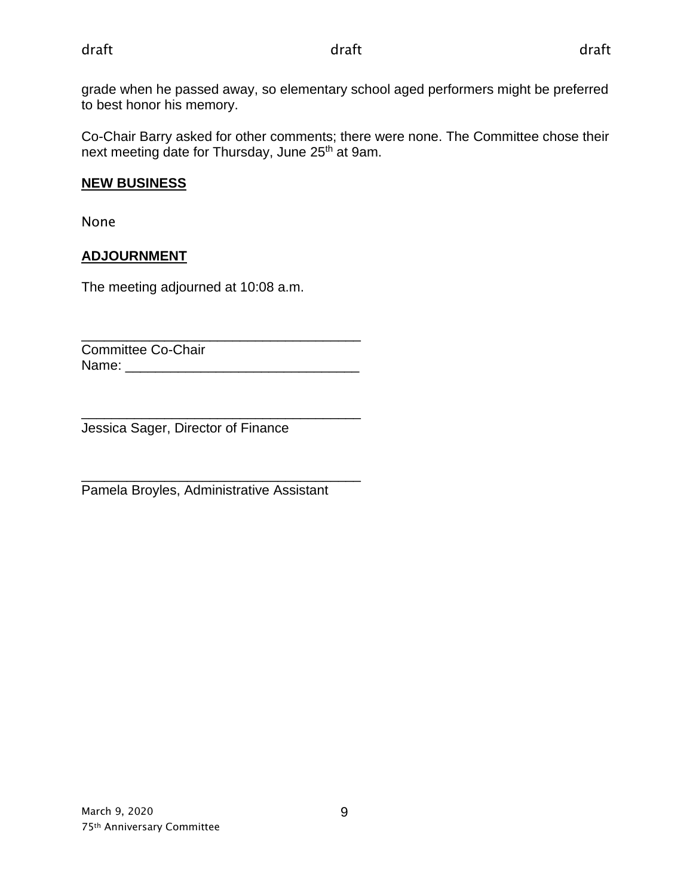grade when he passed away, so elementary school aged performers might be preferred to best honor his memory.

Co-Chair Barry asked for other comments; there were none. The Committee chose their next meeting date for Thursday, June 25th at 9am.

## NEW BUSINESS

None

## ADJOURNMENT

The meeting adjourned at 10:08 a.m.

______________________________________
Committee Co-Chair
Name: _______________________________

______________________________________
Jessica Sager, Director of Finance

______________________________________
Pamela Broyles, Administrative Assistant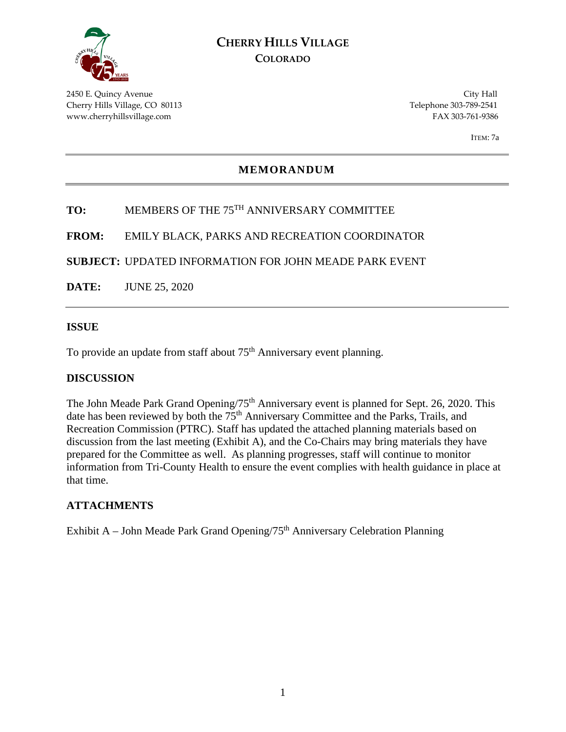# CHERRY HILLS VILLAGE
## COLORADO

2450 E. Quincy Avenue
Cherry Hills Village, CO 80113
www.cherryhillsvillage.com

City Hall
Telephone 303-789-2541
FAX 303-761-9386

ITEM: 7a

## MEMORANDUM

**TO:** MEMBERS OF THE 75TH ANNIVERSARY COMMITTEE

**FROM:** EMILY BLACK, PARKS AND RECREATION COORDINATOR

**SUBJECT:** UPDATED INFORMATION FOR JOHN MEADE PARK EVENT

**DATE:** JUNE 25, 2020

### ISSUE

To provide an update from staff about 75th Anniversary event planning.

### DISCUSSION

The John Meade Park Grand Opening/75th Anniversary event is planned for Sept. 26, 2020. This date has been reviewed by both the 75th Anniversary Committee and the Parks, Trails, and Recreation Commission (PTRC). Staff has updated the attached planning materials based on discussion from the last meeting (Exhibit A), and the Co-Chairs may bring materials they have prepared for the Committee as well. As planning progresses, staff will continue to monitor information from Tri-County Health to ensure the event complies with health guidance in place at that time.

### ATTACHMENTS

Exhibit A – John Meade Park Grand Opening/75th Anniversary Celebration Planning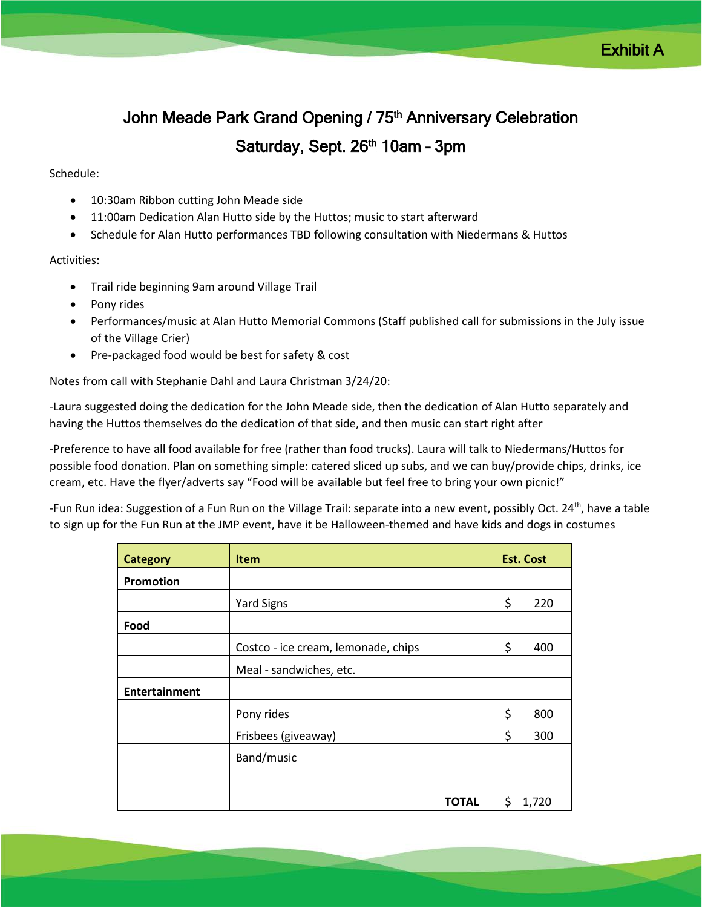Exhibit A

# John Meade Park Grand Opening / 75th Anniversary Celebration

## Saturday, Sept. 26th 10am – 3pm

Schedule:

- 10:30am Ribbon cutting John Meade side
- 11:00am Dedication Alan Hutto side by the Huttos; music to start afterward
- Schedule for Alan Hutto performances TBD following consultation with Niedermans & Huttos

Activities:

- Trail ride beginning 9am around Village Trail
- Pony rides
- Performances/music at Alan Hutto Memorial Commons (Staff published call for submissions in the July issue of the Village Crier)
- Pre-packaged food would be best for safety & cost

Notes from call with Stephanie Dahl and Laura Christman 3/24/20:

-Laura suggested doing the dedication for the John Meade side, then the dedication of Alan Hutto separately and having the Huttos themselves do the dedication of that side, and then music can start right after

-Preference to have all food available for free (rather than food trucks). Laura will talk to Niedermans/Huttos for possible food donation. Plan on something simple: catered sliced up subs, and we can buy/provide chips, drinks, ice cream, etc. Have the flyer/adverts say "Food will be available but feel free to bring your own picnic!"

-Fun Run idea: Suggestion of a Fun Run on the Village Trail: separate into a new event, possibly Oct. 24th, have a table to sign up for the Fun Run at the JMP event, have it be Halloween-themed and have kids and dogs in costumes

| Category | Item | Est. Cost |
|---|---|---|
| **Promotion** | | |
| | Yard Signs | $ 220 |
| **Food** | | |
| | Costco - ice cream, lemonade, chips | $ 400 |
| | Meal - sandwiches, etc. | |
| **Entertainment** | | |
| | Pony rides | $ 800 |
| | Frisbees (giveaway) | $ 300 |
| | Band/music | |
| | | |
| | **TOTAL** | $ 1,720 |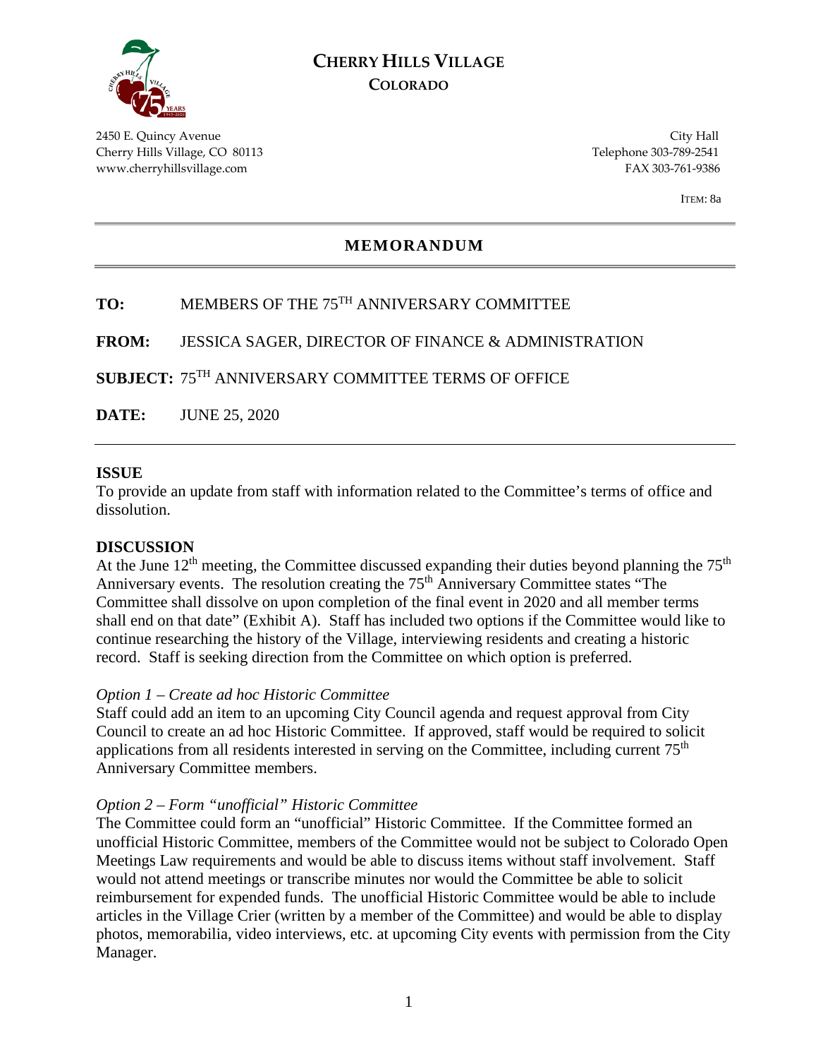# CHERRY HILLS VILLAGE
## COLORADO

2450 E. Quincy Avenue
Cherry Hills Village, CO 80113
www.cherryhillsvillage.com

City Hall
Telephone 303-789-2541
FAX 303-761-9386

ITEM: 8a

## MEMORANDUM

**TO:** MEMBERS OF THE 75TH ANNIVERSARY COMMITTEE

**FROM:** JESSICA SAGER, DIRECTOR OF FINANCE & ADMINISTRATION

**SUBJECT:** 75TH ANNIVERSARY COMMITTEE TERMS OF OFFICE

**DATE:** JUNE 25, 2020

**ISSUE**

To provide an update from staff with information related to the Committee's terms of office and dissolution.

**DISCUSSION**

At the June 12th meeting, the Committee discussed expanding their duties beyond planning the 75th Anniversary events. The resolution creating the 75th Anniversary Committee states "The Committee shall dissolve on upon completion of the final event in 2020 and all member terms shall end on that date" (Exhibit A). Staff has included two options if the Committee would like to continue researching the history of the Village, interviewing residents and creating a historic record. Staff is seeking direction from the Committee on which option is preferred.

*Option 1 – Create ad hoc Historic Committee*

Staff could add an item to an upcoming City Council agenda and request approval from City Council to create an ad hoc Historic Committee. If approved, staff would be required to solicit applications from all residents interested in serving on the Committee, including current 75th Anniversary Committee members.

*Option 2 – Form "unofficial" Historic Committee*

The Committee could form an "unofficial" Historic Committee. If the Committee formed an unofficial Historic Committee, members of the Committee would not be subject to Colorado Open Meetings Law requirements and would be able to discuss items without staff involvement. Staff would not attend meetings or transcribe minutes nor would the Committee be able to solicit reimbursement for expended funds. The unofficial Historic Committee would be able to include articles in the Village Crier (written by a member of the Committee) and would be able to display photos, memorabilia, video interviews, etc. at upcoming City events with permission from the City Manager.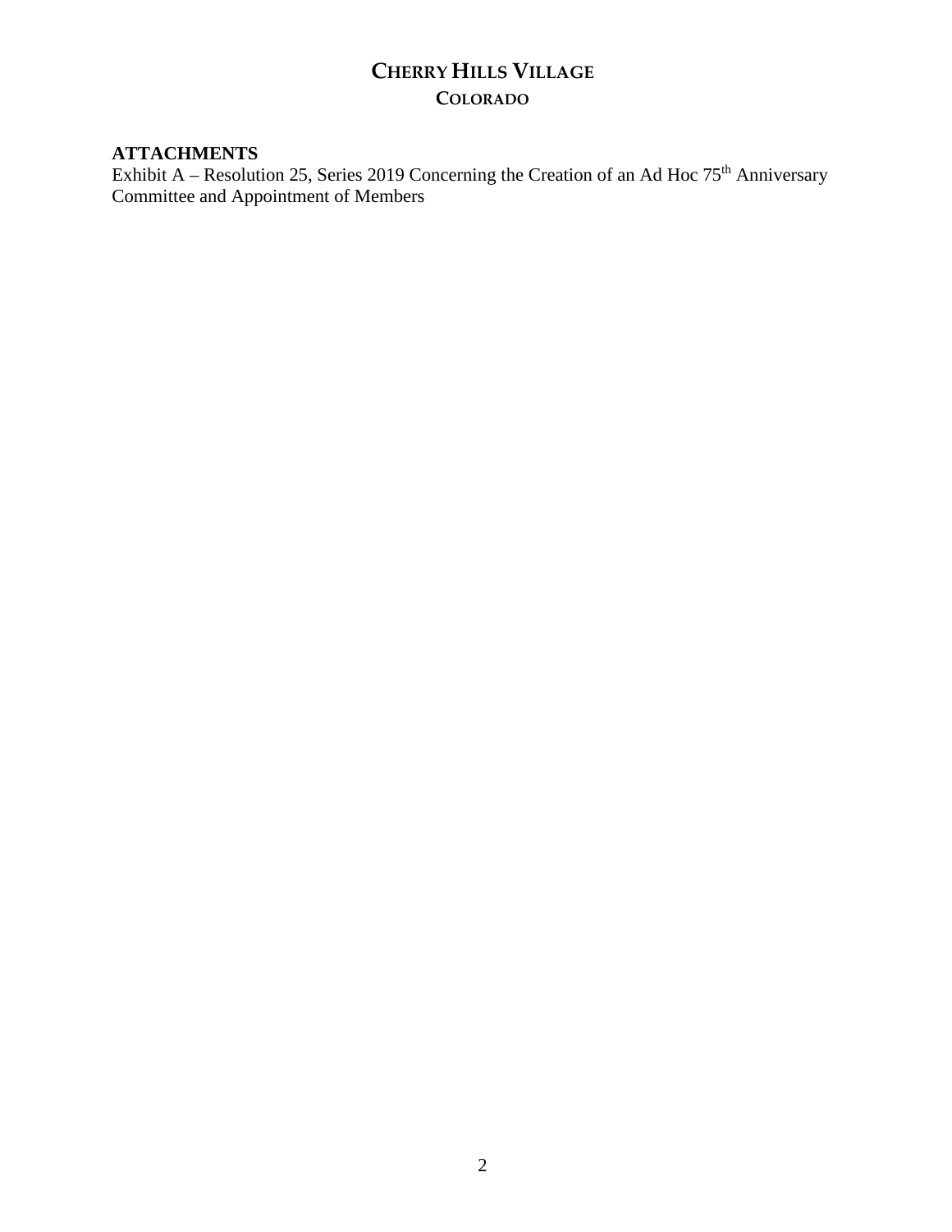**ATTACHMENTS**

Exhibit A – Resolution 25, Series 2019 Concerning the Creation of an Ad Hoc 75th Anniversary Committee and Appointment of Members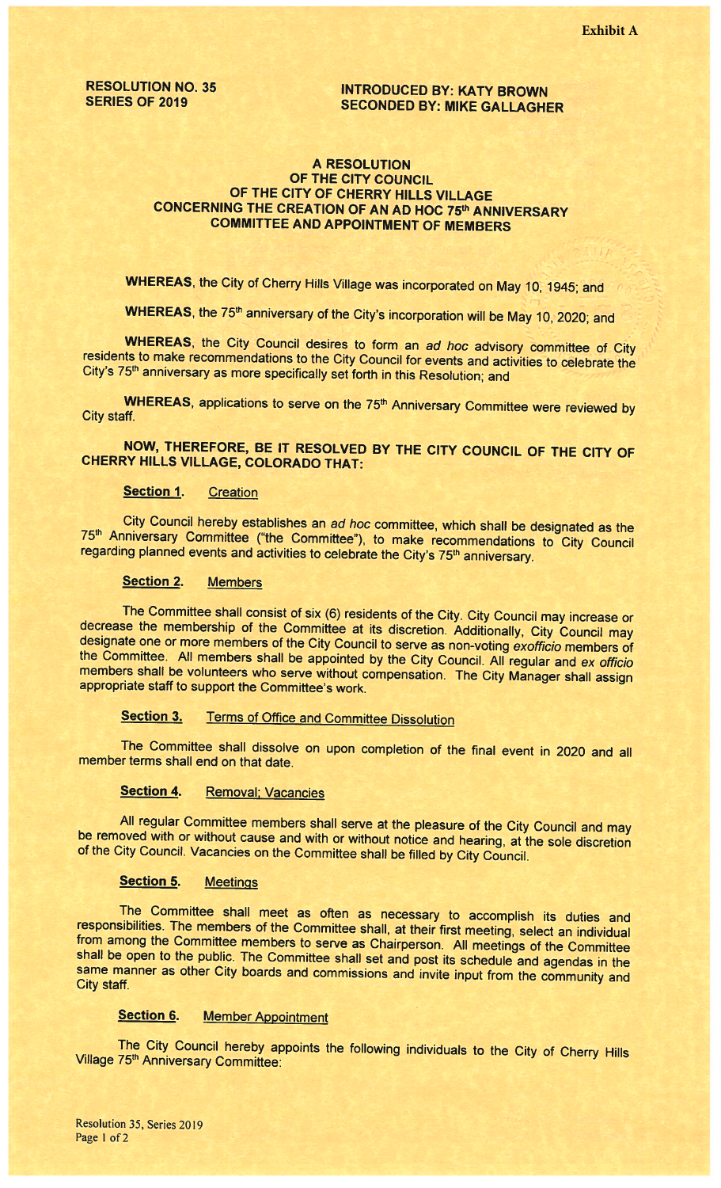**Exhibit A**

**RESOLUTION NO. 35**
**SERIES OF 2019**

**INTRODUCED BY: KATY BROWN**
**SECONDED BY: MIKE GALLAGHER**

**A RESOLUTION**
**OF THE CITY COUNCIL**
**OF THE CITY OF CHERRY HILLS VILLAGE**
**CONCERNING THE CREATION OF AN AD HOC 75th ANNIVERSARY COMMITTEE AND APPOINTMENT OF MEMBERS**

**WHEREAS**, the City of Cherry Hills Village was incorporated on May 10, 1945; and

**WHEREAS**, the 75th anniversary of the City's incorporation will be May 10, 2020; and

**WHEREAS**, the City Council desires to form an *ad hoc* advisory committee of City residents to make recommendations to the City Council for events and activities to celebrate the City's 75th anniversary as more specifically set forth in this Resolution; and

**WHEREAS**, applications to serve on the 75th Anniversary Committee were reviewed by City staff.

**NOW, THEREFORE, BE IT RESOLVED BY THE CITY COUNCIL OF THE CITY OF CHERRY HILLS VILLAGE, COLORADO THAT:**

**Section 1.** Creation

City Council hereby establishes an *ad hoc* committee, which shall be designated as the 75th Anniversary Committee ("the Committee"), to make recommendations to City Council regarding planned events and activities to celebrate the City's 75th anniversary.

**Section 2.** Members

The Committee shall consist of six (6) residents of the City. City Council may increase or decrease the membership of the Committee at its discretion. Additionally, City Council may designate one or more members of the City Council to serve as non-voting *exofficio* members of the Committee. All members shall be appointed by the City Council. All regular and *ex officio* members shall be volunteers who serve without compensation. The City Manager shall assign appropriate staff to support the Committee's work.

**Section 3.** Terms of Office and Committee Dissolution

The Committee shall dissolve on upon completion of the final event in 2020 and all member terms shall end on that date.

**Section 4.** Removal; Vacancies

All regular Committee members shall serve at the pleasure of the City Council and may be removed with or without cause and with or without notice and hearing, at the sole discretion of the City Council. Vacancies on the Committee shall be filled by City Council.

**Section 5.** Meetings

The Committee shall meet as often as necessary to accomplish its duties and responsibilities. The members of the Committee shall, at their first meeting, select an individual from among the Committee members to serve as Chairperson. All meetings of the Committee shall be open to the public. The Committee shall set and post its schedule and agendas in the same manner as other City boards and commissions and invite input from the community and City staff.

**Section 6.** Member Appointment

The City Council hereby appoints the following individuals to the City of Cherry Hills Village 75th Anniversary Committee: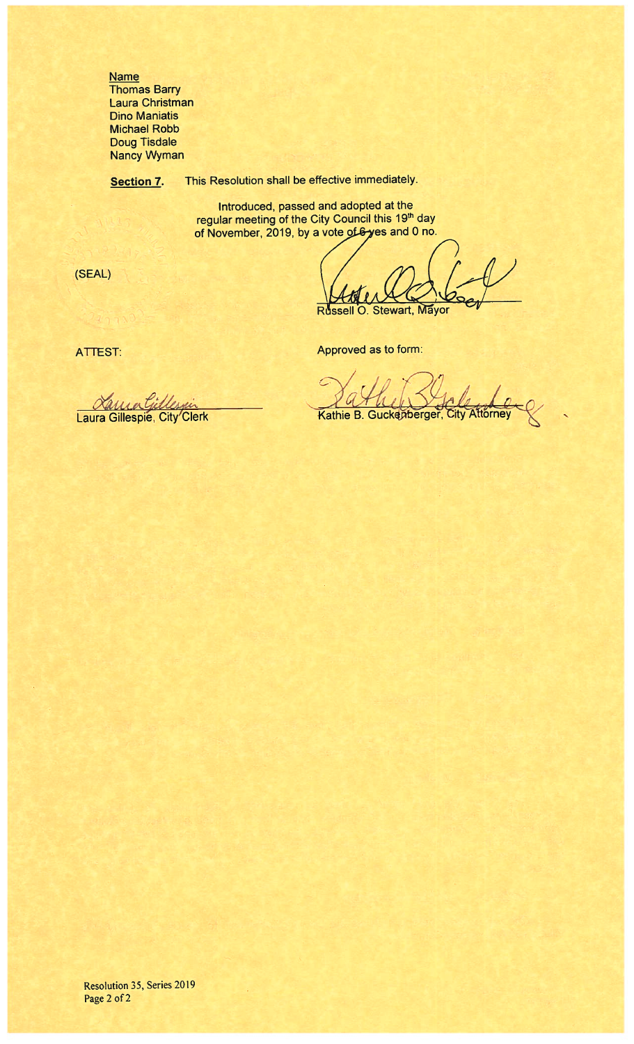**Name**
Thomas Barry
Laura Christman
Dino Maniatis
Michael Robb
Doug Tisdale
Nancy Wyman

**Section 7.** This Resolution shall be effective immediately.

Introduced, passed and adopted at the regular meeting of the City Council this 19th day of November, 2019, by a vote of 6 yes and 0 no.

(SEAL)

Russell O. Stewart, Mayor

ATTEST:

Laura Gillespie, City Clerk

Approved as to form:

Kathie B. Guckenberger, City Attorney

Resolution 35, Series 2019